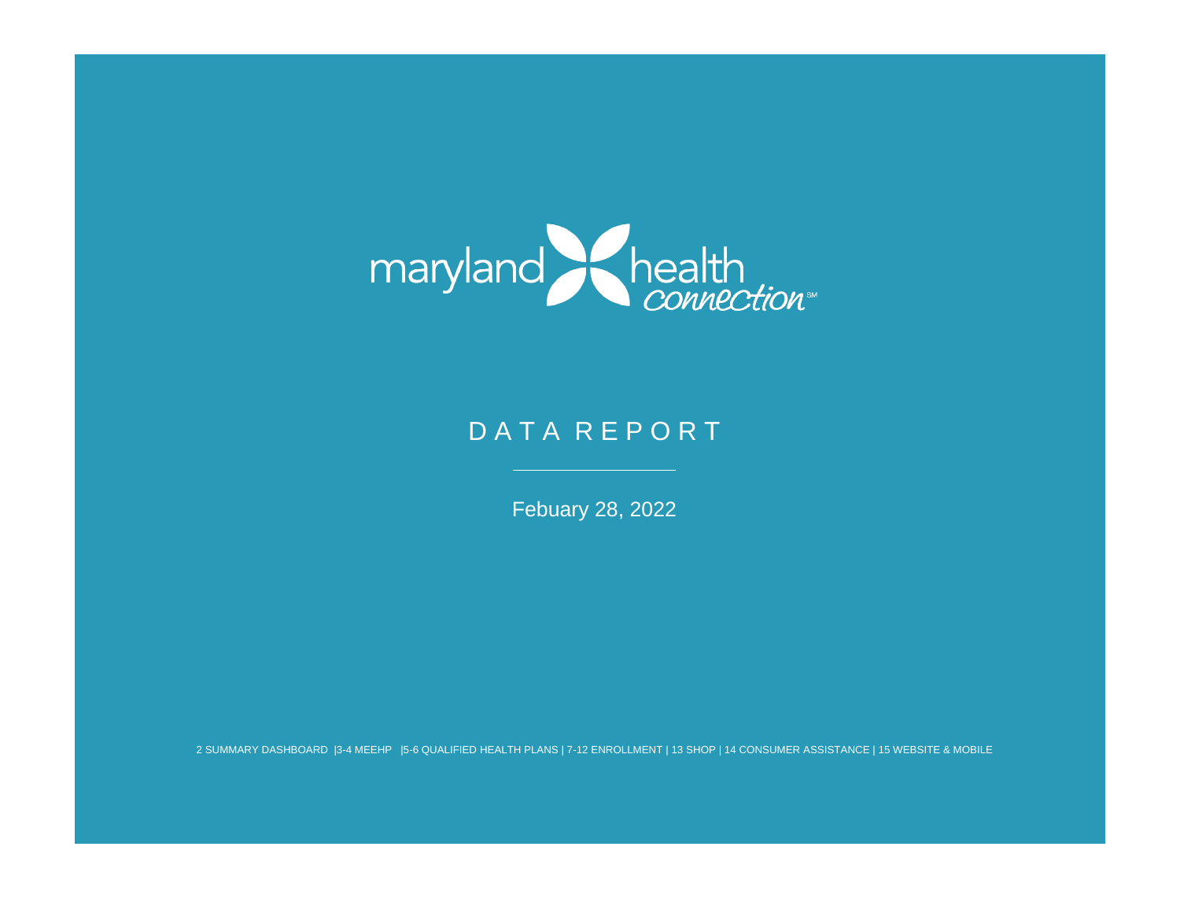maryland health connection[SM]

# DATA REPORT

Febuary 28, 2022

2 SUMMARY DASHBOARD |3-4 MEEHP |5-6 QUALIFIED HEALTH PLANS | 7-12 ENROLLMENT | 13 SHOP | 14 CONSUMER ASSISTANCE | 15 WEBSITE & MOBILE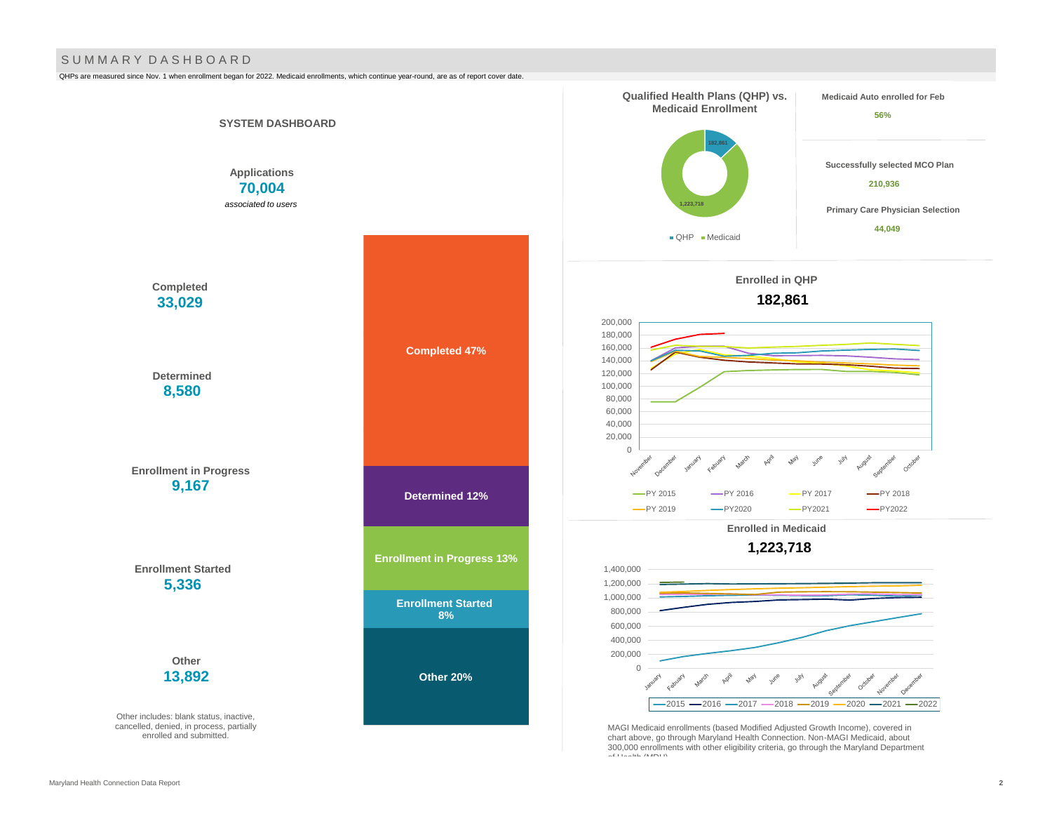# SUMMARY DASHBOARD

QHPs are measured since Nov. 1 when enrollment began for 2022. Medicaid enrollments, which continue year-round, are as of report cover date.

## SYSTEM DASHBOARD

**Applications**
**70,004**
*associated to users*

**Completed**
**33,029**

**Determined**
**8,580**

**Enrollment in Progress**
**9,167**

**Enrollment Started**
**5,336**

**Other**
**13,892**

Other includes: blank status, inactive, cancelled, denied, in process, partially enrolled and submitted.

| Status | Share |
|---|---|
| Completed | 47% |
| Determined | 12% |
| Enrollment in Progress | 13% |
| Enrollment Started | 8% |
| Other | 20% |

### Qualified Health Plans (QHP) vs. Medicaid Enrollment

| | Enrollment |
|---|---|
| QHP | 182,861 |
| Medicaid | 1,223,718 |

**Medicaid Auto enrolled for Feb**
56%

**Successfully selected MCO Plan**
210,936

**Primary Care Physician Selection**
44,049

### Enrolled in QHP

**182,861**

(Line chart of QHP enrollment, November through October, for PY 2015, PY 2016, PY 2017, PY 2018, PY 2019, PY2020, PY2021, PY2022; y-axis 0 to 200,000)

### Enrolled in Medicaid

**1,223,718**

(Line chart of Medicaid enrollment, January through December, for 2015, 2016, 2017, 2018, 2019, 2020, 2021, 2022; y-axis 0 to 1,400,000)

MAGI Medicaid enrollments (based Modified Adjusted Growth Income), covered in chart above, go through Maryland Health Connection. Non-MAGI Medicaid, about 300,000 enrollments with other eligibility criteria, go through the Maryland Department of Health (MDH).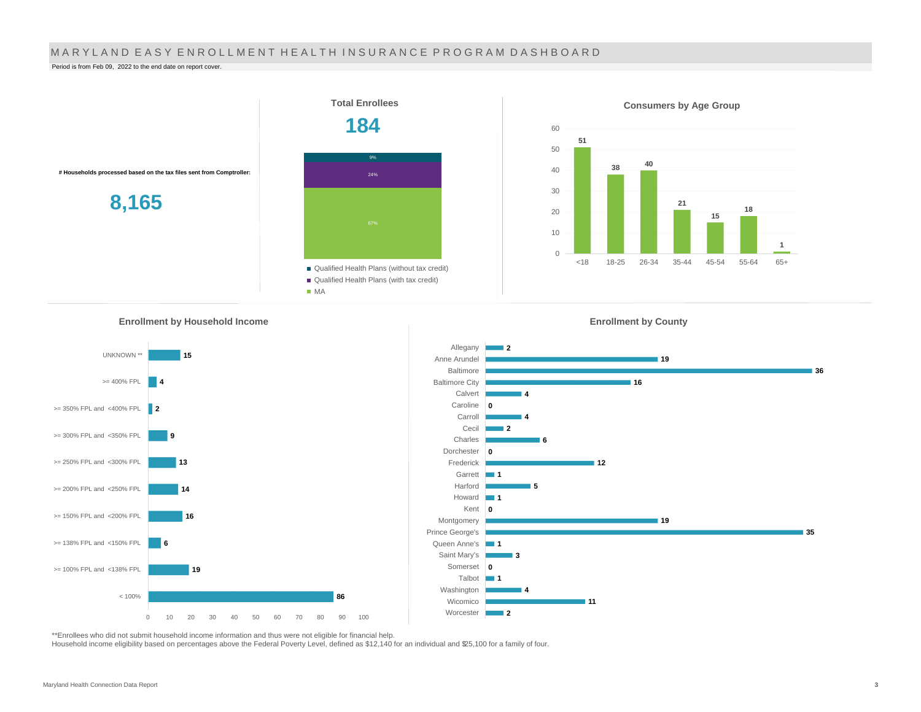# MARYLAND EASY ENROLLMENT HEALTH INSURANCE PROGRAM DASHBOARD

Period is from Feb 09, 2022 to the end date on report cover.

**# Households processed based on the tax files sent from Comptroller:**

**8,165**

## Total Enrollees

**184**

| Category | Share |
|---|---|
| Qualified Health Plans (without tax credit) | 9% |
| Qualified Health Plans (with tax credit) | 24% |
| MA | 67% |

## Consumers by Age Group

| Age Group | Consumers |
|---|---|
| <18 | 51 |
| 18-25 | 38 |
| 26-34 | 40 |
| 35-44 | 21 |
| 45-54 | 15 |
| 55-64 | 18 |
| 65+ | 1 |

## Enrollment by Household Income

| Household Income | Enrollment |
|---|---|
| UNKNOWN ** | 15 |
| >= 400% FPL | 4 |
| >= 350% FPL and <400% FPL | 2 |
| >= 300% FPL and <350% FPL | 9 |
| >= 250% FPL and <300% FPL | 13 |
| >= 200% FPL and <250% FPL | 14 |
| >= 150% FPL and <200% FPL | 16 |
| >= 138% FPL and <150% FPL | 6 |
| >= 100% FPL and <138% FPL | 19 |
| < 100% | 86 |

## Enrollment by County

| County | Enrollment |
|---|---|
| Allegany | 2 |
| Anne Arundel | 19 |
| Baltimore | 36 |
| Baltimore City | 16 |
| Calvert | 4 |
| Caroline | 0 |
| Carroll | 4 |
| Cecil | 2 |
| Charles | 6 |
| Dorchester | 0 |
| Frederick | 12 |
| Garrett | 1 |
| Harford | 5 |
| Howard | 1 |
| Kent | 0 |
| Montgomery | 19 |
| Prince George's | 35 |
| Queen Anne's | 1 |
| Saint Mary's | 3 |
| Somerset | 0 |
| Talbot | 1 |
| Washington | 4 |
| Wicomico | 11 |
| Worcester | 2 |

**Enrollees who did not submit household income information and thus were not eligible for financial help.

Household income eligibility based on percentages above the Federal Poverty Level, defined as $12,140 for an individual and $25,100 for a family of four.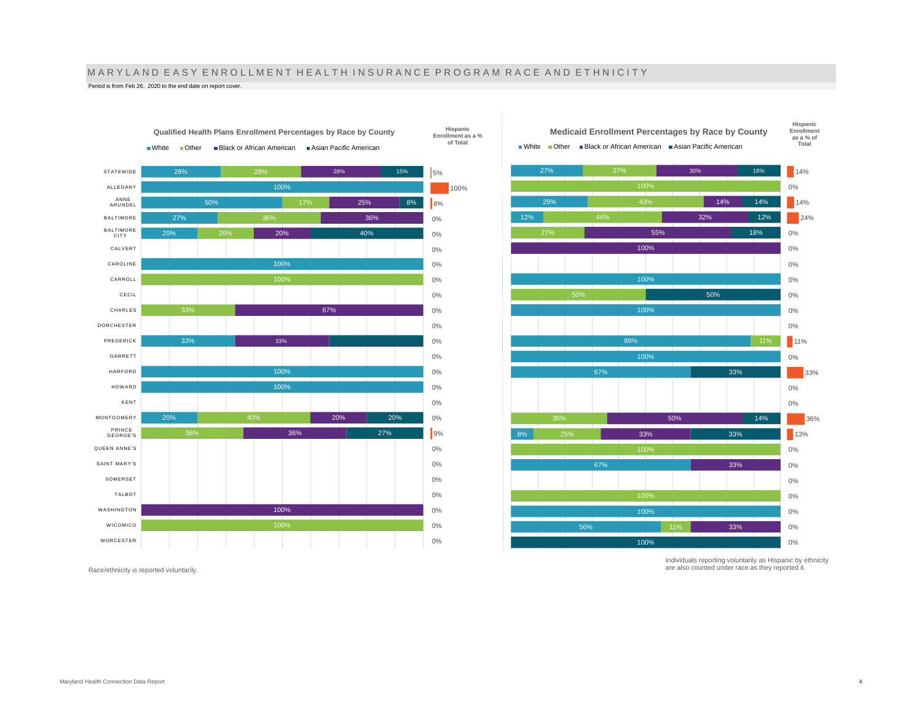# MARYLAND EASY ENROLLMENT HEALTH INSURANCE PROGRAM RACE AND ETHNICITY

Period is from Feb 26, 2020 to the end date on report cover.

## Qualified Health Plans Enrollment Percentages by Race by County

| County | White | Other | Black or African American | Asian Pacific American | Hispanic Enrollment as a % of Total |
|---|---|---|---|---|---|
| STATEWIDE | 28% | 28% | 28% | 15% | 5% |
| ALLEGANY | 100% | | | | 100% |
| ANNE ARUNDEL | 50% | 17% | 25% | 8% | 8% |
| BALTIMORE | 27% | 36% | 36% | | 0% |
| BALTIMORE CITY | 20% | 20% | 20% | 40% | 0% |
| CALVERT | | | | | 0% |
| CAROLINE | 100% | | | | 0% |
| CARROLL | | 100% | | | 0% |
| CECIL | | | | | 0% |
| CHARLES | | 33% | 67% | | 0% |
| DORCHESTER | | | | | 0% |
| FREDERICK | 33% | | 33% | | 0% |
| GARRETT | | | | | 0% |
| HARFORD | 100% | | | | 0% |
| HOWARD | 100% | | | | 0% |
| KENT | | | | | 0% |
| MONTGOMERY | 20% | 40% | 20% | 20% | 0% |
| PRINCE GEORGE'S | | 36% | 36% | 27% | 9% |
| QUEEN ANNE'S | | | | | 0% |
| SAINT MARY'S | | | | | 0% |
| SOMERSET | | | | | 0% |
| TALBOT | | | | | 0% |
| WASHINGTON | | | 100% | | 0% |
| WICOMICO | | 100% | | | 0% |
| WORCESTER | | | | | 0% |

## Medicaid Enrollment Percentages by Race by County

| County | White | Other | Black or African American | Asian Pacific American | Hispanic Enrollment as a % of Total |
|---|---|---|---|---|---|
| STATEWIDE | 27% | 27% | 30% | 16% | 14% |
| ALLEGANY | | 100% | | | 0% |
| ANNE ARUNDEL | 29% | 43% | 14% | 14% | 14% |
| BALTIMORE | 12% | 44% | 32% | 12% | 24% |
| BALTIMORE CITY | | 27% | 55% | 18% | 0% |
| CALVERT | | | 100% | | 0% |
| CAROLINE | | | | | 0% |
| CARROLL | 100% | | | | 0% |
| CECIL | | 50% | | 50% | 0% |
| CHARLES | 100% | | | | 0% |
| DORCHESTER | | | | | 0% |
| FREDERICK | 89% | 11% | | | 11% |
| GARRETT | 100% | | | | 0% |
| HARFORD | 67% | | | 33% | 33% |
| HOWARD | | | | | 0% |
| KENT | | | | | 0% |
| MONTGOMERY | | 36% | 50% | 14% | 36% |
| PRINCE GEORGE'S | 8% | 25% | 33% | 33% | 13% |
| QUEEN ANNE'S | | 100% | | | 0% |
| SAINT MARY'S | 67% | | 33% | | 0% |
| SOMERSET | | | | | 0% |
| TALBOT | | 100% | | | 0% |
| WASHINGTON | 100% | | | | 0% |
| WICOMICO | 56% | 11% | 33% | | 0% |
| WORCESTER | | | | 100% | 0% |

Race/ethnicity is reported voluntarily.

Individuals reporting voluntarily as Hispanic by ethnicity are also counted under race as they reported it.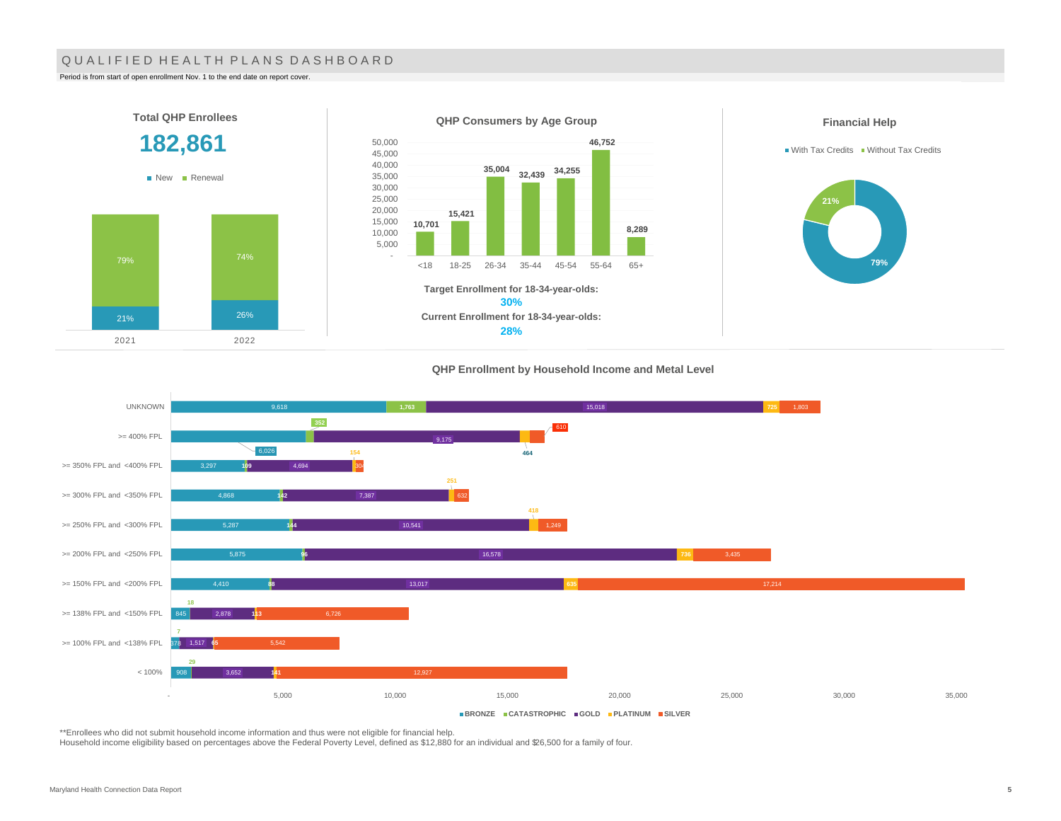# QUALIFIED HEALTH PLANS DASHBOARD

Period is from start of open enrollment Nov. 1 to the end date on report cover.

## Total QHP Enrollees

**182,861**

| Year | New | Renewal |
|---|---|---|
| 2021 | 21% | 79% |
| 2022 | 26% | 74% |

## QHP Consumers by Age Group

| Age Group | Consumers |
|---|---|
| <18 | 10,701 |
| 18-25 | 15,421 |
| 26-34 | 35,004 |
| 35-44 | 32,439 |
| 45-54 | 34,255 |
| 55-64 | 46,752 |
| 65+ | 8,289 |

**Target Enrollment for 18-34-year-olds:**
**30%**
**Current Enrollment for 18-34-year-olds:**
**28%**

## Financial Help

| With Tax Credits | Without Tax Credits |
|---|---|
| 79% | 21% |

## QHP Enrollment by Household Income and Metal Level

| Household Income | BRONZE | CATASTROPHIC | GOLD | PLATINUM | SILVER |
|---|---|---|---|---|---|
| UNKNOWN | 9,618 | 1,763 | 15,018 | 725 | 1,803 |
| >= 400% FPL | 6,026 | 352 | 9,175 | 464 | 610 |
| >= 350% FPL and <400% FPL | 3,297 | 109 | 4,694 | 154 | 304 |
| >= 300% FPL and <350% FPL | 4,868 | 142 | 7,387 | 251 | 632 |
| >= 250% FPL and <300% FPL | 5,287 | 144 | 10,541 | 418 | 1,249 |
| >= 200% FPL and <250% FPL | 5,875 | 96 | 16,578 | 736 | 3,435 |
| >= 150% FPL and <200% FPL | 4,410 | 88 | 13,017 | 635 | 17,214 |
| >= 138% FPL and <150% FPL | 845 | 18 | 2,878 | 113 | 6,726 |
| >= 100% FPL and <138% FPL | 378 | 7 | 1,517 | 65 | 5,542 |
| < 100% | 908 | 29 | 3,652 | 141 | 12,927 |

**Enrollees who did not submit household income information and thus were not eligible for financial help.

Household income eligibility based on percentages above the Federal Poverty Level, defined as $12,880 for an individual and $26,500 for a family of four.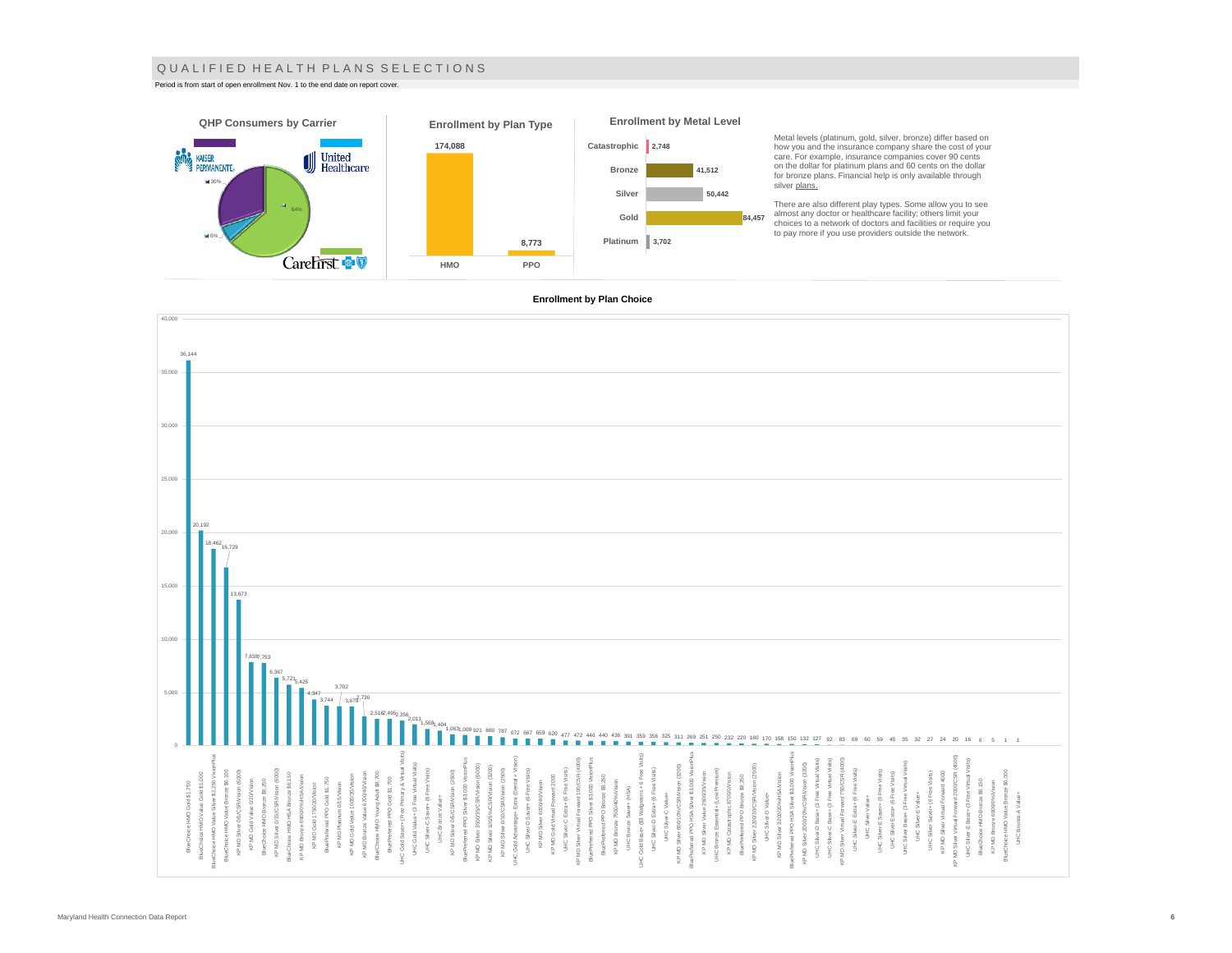# QUALIFIED HEALTH PLANS SELECTIONS

Period is from start of open enrollment Nov. 1 to the end date on report cover.

## QHP Consumers by Carrier

| Carrier | Share |
|---|---|
| Kaiser Permanente | 30% |
| United Healthcare | 6% |
| CareFirst | 64% |

## Enrollment by Plan Type

| Plan Type | Enrollment |
|---|---|
| HMO | 174,088 |
| PPO | 8,773 |

## Enrollment by Metal Level

| Metal Level | Enrollment |
|---|---|
| Catastrophic | 2,748 |
| Bronze | 41,512 |
| Silver | 50,442 |
| Gold | 84,457 |
| Platinum | 3,702 |

Metal levels (platinum, gold, silver, bronze) differ based on how you and the insurance company share the cost of your care. For example, insurance companies cover 90 cents on the dollar for platinum plans and 60 cents on the dollar for bronze plans. Financial help is only available through silver plans.

There are also different play types. Some allow you to see almost any doctor or healthcare facility; others limit your choices to a network of doctors and facilities or require you to pay more if you use providers outside the network.

## Enrollment by Plan Choice

| Plan | Enrollment |
|---|---|
| BlueChoice HMO Gold $1,750 | 36,144 |
| BlueChoice HMO Value Gold $1,000 | 20,192 |
| BlueChoice HMO Value Silver $2,250 VisionPlus | 18,462 |
| BlueChoice HMO Value Bronze $6,100 | 16,729 |
| KP MD Silver 0/0/CSR/Vision (6000) | 13,673 |
| KP MD Gold Value 0/20/Vision | 7,838 |
| BlueChoice HMO Bronze $6,250 | 7,753 |
| KP MD Silver 0/15/CSR/Vision (6000) | 6,367 |
| BlueChoice HMO HSA Bronze $6,150 | 5,721 |
| KP MD Bronze 6900/0%/HSA/Vision | 5,425 |
| KP MD Gold 1750/20/Vision | 4,347 |
| BluePreferred PPO Gold $1,750 | 3,744 |
| KP MD Platinum 0/15/Vision | 3,702 |
| KP MD Gold Value 1000/20/Vision | 3,679 |
| KP MD Bronze Value 6700/40/Vision | 2,730 |
| BlueChoice HMO Young Adult $8,700 | 2,518 |
| BluePreferred PPO Gold $1,750 | 2,495 |
| UHC Gold Saver+ (Free Primary & Virtual Visits) | 2,356 |
| UHC Gold Value+ (3 Free Virtual Visits) | 2,011 |
| UHC Silver-C Saver+ (6 Free Visits) | 1,569 |
| UHC Bronze Value+ | 1,404 |
| KP MD Silver 0/0/CSR/Vision (2500) | 1,063 |
| BluePreferred PPO Silver $3,000 VisionPlus | 1,009 |
| KP MD Silver 3300/20/CSR/Vision (6000) | 921 |
| KP MD Silver 1600/5%/CSR/Vision (3200) | 880 |
| KP MD Silver 0/10/CSR/Vision (2500) | 787 |
| UHC Gold Advantage+ Extra (Dental + Vision) | 672 |
| UHC Silver-D Saver+ (6 Free Visits) | 667 |
| KP MD Silver 6000/40/Vision | 659 |
| KP MD Gold Virtual Forward 2000 | 620 |
| UHC Silver-C Extra+ (6 Free Visits) | 477 |
| KP MD Silver Virtual Forward 100/CSR (6000) | 472 |
| BluePreferred PPO Silver $3,000 VisionPlus | 446 |
| BluePreferred PPO Bronze $8,250 | 440 |
| KP MD Bronze 7500/40%/Vision | 436 |
| UHC Bronze Saver+ (HSA) | 391 |
| UHC Gold Basic+ ($3 Walgreens + 6 Free Visits) | 359 |
| UHC Silver-D Extra+ (6 Free Visits) | 356 |
| UHC Silver-C Value+ | 325 |
| KP MD Silver 800/10%/CSR/Vision (3200) | 311 |
| BluePreferred PPO HSA Silver $3,000 VisionPlus | 269 |
| KP MD Silver Value 2900/29/Vision | 251 |
| UHC Bronze Essential+ (Low Premium) | 250 |
| KP MD Catastrophic 8700/0/Vision | 232 |
| BluePreferred PPO Bronze $8,250 | 220 |
| KP MD Silver 2200/30/CSR/Vision (2500) | 180 |
| UHC Silver-O Value+ | 170 |
| KP MD Silver 3200/20%/HSA/Vision | 158 |
| BluePreferred PPO HSA Silver $3,000 VisionPlus | 150 |
| KP MD Silver 2000/20%/CSR/Vision (3200) | 132 |
| UHC Silver-D Basic+ (3 Free Virtual Visits) | 127 |
| UHC Silver-C Basic+ (3 Free Virtual Visits) | 92 |
| KP MD Silver Virtual Forward 750/CSR (4000) | 83 |
| UHC Silver-E Extra+ (6 Free Visits) | 69 |
| UHC Silver Value+ | 60 |
| UHC Silver-E Saver+ (6 Free Visits) | 59 |
| UHC Silver Extra+ (6 Free Visits) | 45 |
| UHC Silver Basic+ (3 Free Virtual Visits) | 35 |
| UHC Silver-E Value+ | 32 |
| UHC Silver Saver+ (6 Free Visits) | 27 |
| KP MD Silver Virtual Forward 4000 | 24 |
| KP MD Silver Virtual Forward 2000/CSR (4000) | 20 |
| UHC Silver-E Basic+ (3 Free Virtual Visits) | 16 |
| BlueChoice HMO Bronze $6,150 | 6 |
| KP MD Bronze 6900/0%/Vision | 5 |
| BlueChoice HMO Value Bronze $8,000 | 1 |
| UHC Bronze-A Value+ | 1 |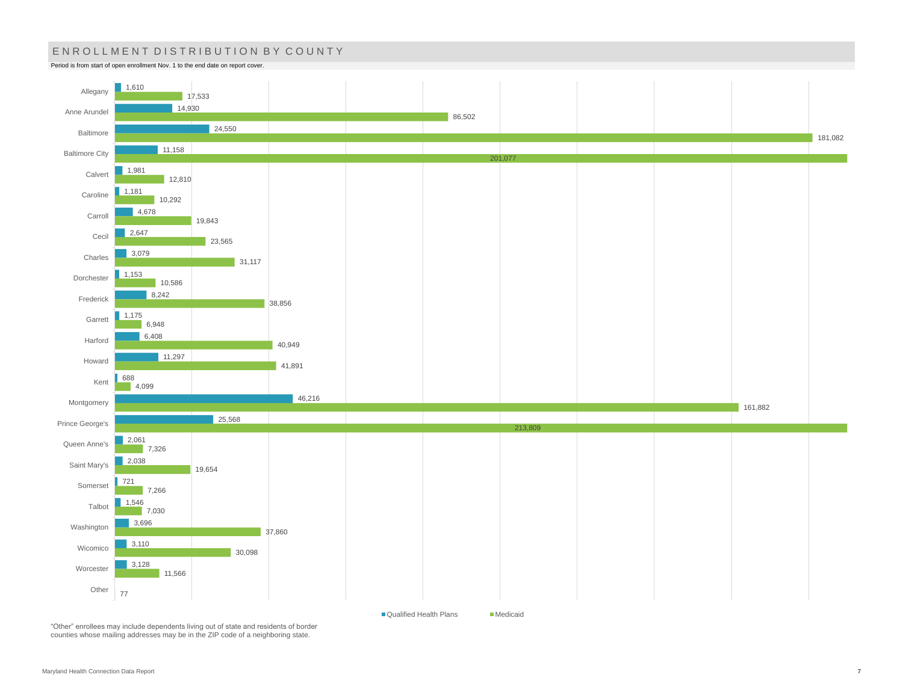# ENROLLMENT DISTRIBUTION BY COUNTY

Period is from start of open enrollment Nov. 1 to the end date on report cover.

| County | Qualified Health Plans | Medicaid |
|---|---|---|
| Allegany | 1,610 | 17,533 |
| Anne Arundel | 14,930 | 86,502 |
| Baltimore | 24,550 | 181,082 |
| Baltimore City | 11,158 | 201,077 |
| Calvert | 1,981 | 12,810 |
| Caroline | 1,181 | 10,292 |
| Carroll | 4,678 | 19,843 |
| Cecil | 2,647 | 23,565 |
| Charles | 3,079 | 31,117 |
| Dorchester | 1,153 | 10,586 |
| Frederick | 8,242 | 38,856 |
| Garrett | 1,175 | 6,948 |
| Harford | 6,408 | 40,949 |
| Howard | 11,297 | 41,891 |
| Kent | 688 | 4,099 |
| Montgomery | 46,216 | 161,882 |
| Prince George's | 25,568 | 213,809 |
| Queen Anne's | 2,061 | 7,326 |
| Saint Mary's | 2,038 | 19,654 |
| Somerset | 721 | 7,266 |
| Talbot | 1,546 | 7,030 |
| Washington | 3,696 | 37,860 |
| Wicomico | 3,110 | 30,098 |
| Worcester | 3,128 | 11,566 |
| Other | 77 | |

"Other" enrollees may include dependents living out of state and residents of border counties whose mailing addresses may be in the ZIP code of a neighboring state.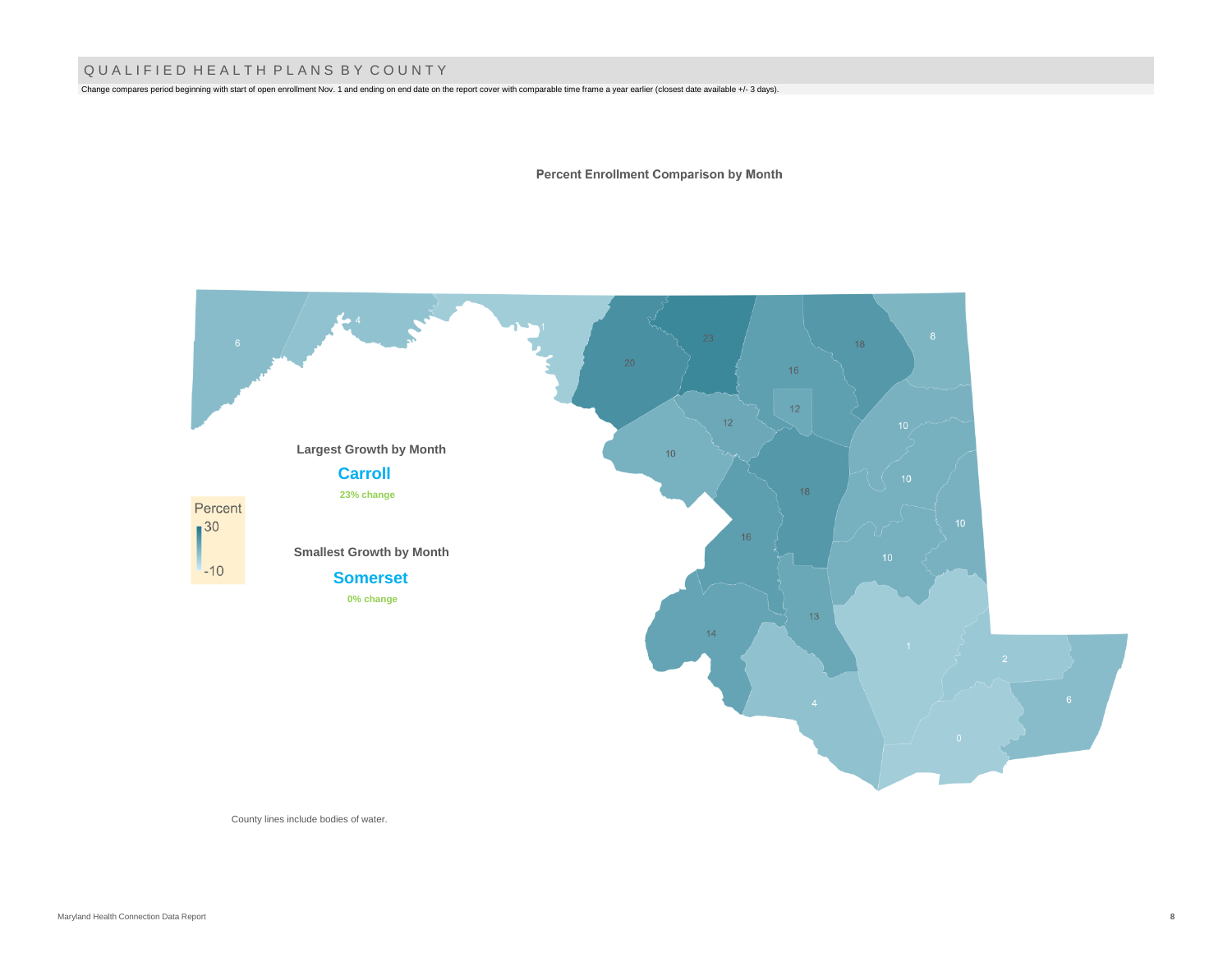## QUALIFIED HEALTH PLANS BY COUNTY

Change compares period beginning with start of open enrollment Nov. 1 and ending on end date on the report cover with comparable time frame a year earlier (closest date available +/- 3 days).

**Percent Enrollment Comparison by Month**

**Largest Growth by Month**

**Carroll**

23% change

**Smallest Growth by Month**

**Somerset**

0% change

Percent
30
-10

6 4 1 23 20 16 18 8 12 12 10 10 18 10 10 16 10 14 13 1 2 4 6 0

County lines include bodies of water.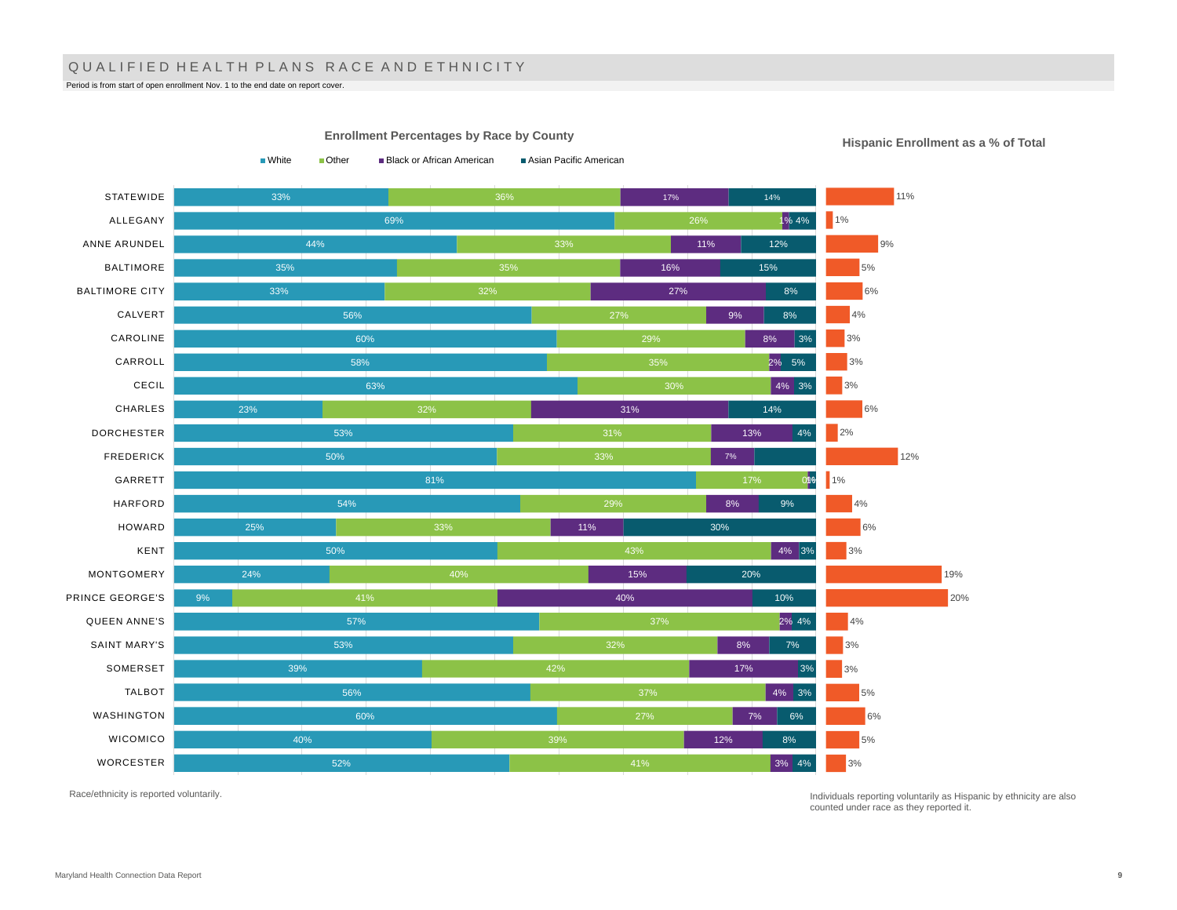# QUALIFIED HEALTH PLANS RACE AND ETHNICITY

Period is from start of open enrollment Nov. 1 to the end date on report cover.

**Enrollment Percentages by Race by County**

| County | White | Other | Black or African American | Asian Pacific American | Hispanic Enrollment as a % of Total |
|---|---|---|---|---|---|
| STATEWIDE | 33% | 36% | 17% | 14% | 11% |
| ALLEGANY | 69% | 26% | 1% | 4% | 1% |
| ANNE ARUNDEL | 44% | 33% | 11% | 12% | 9% |
| BALTIMORE | 35% | 35% | 16% | 15% | 5% |
| BALTIMORE CITY | 33% | 32% | 27% | 8% | 6% |
| CALVERT | 56% | 27% | 9% | 8% | 4% |
| CAROLINE | 60% | 29% | 8% | 3% | 3% |
| CARROLL | 58% | 35% | 2% | 5% | 3% |
| CECIL | 63% | 30% | 4% | 3% | 3% |
| CHARLES | 23% | 32% | 31% | 14% | 6% |
| DORCHESTER | 53% | 31% | 13% | 4% | 2% |
| FREDERICK | 50% | 33% | 7% | | 12% |
| GARRETT | 81% | 17% | 0% | 1% | 1% |
| HARFORD | 54% | 29% | 8% | 9% | 4% |
| HOWARD | 25% | 33% | 11% | 30% | 6% |
| KENT | 50% | 43% | 4% | 3% | 3% |
| MONTGOMERY | 24% | 40% | 15% | 20% | 19% |
| PRINCE GEORGE'S | 9% | 41% | 40% | 10% | 20% |
| QUEEN ANNE'S | 57% | 37% | 2% | 4% | 4% |
| SAINT MARY'S | 53% | 32% | 8% | 7% | 3% |
| SOMERSET | 39% | 42% | 17% | 3% | 3% |
| TALBOT | 56% | 37% | 4% | 3% | 5% |
| WASHINGTON | 60% | 27% | 7% | 6% | 6% |
| WICOMICO | 40% | 39% | 12% | 8% | 5% |
| WORCESTER | 52% | 41% | 3% | 4% | 3% |

Race/ethnicity is reported voluntarily.

Individuals reporting voluntarily as Hispanic by ethnicity are also counted under race as they reported it.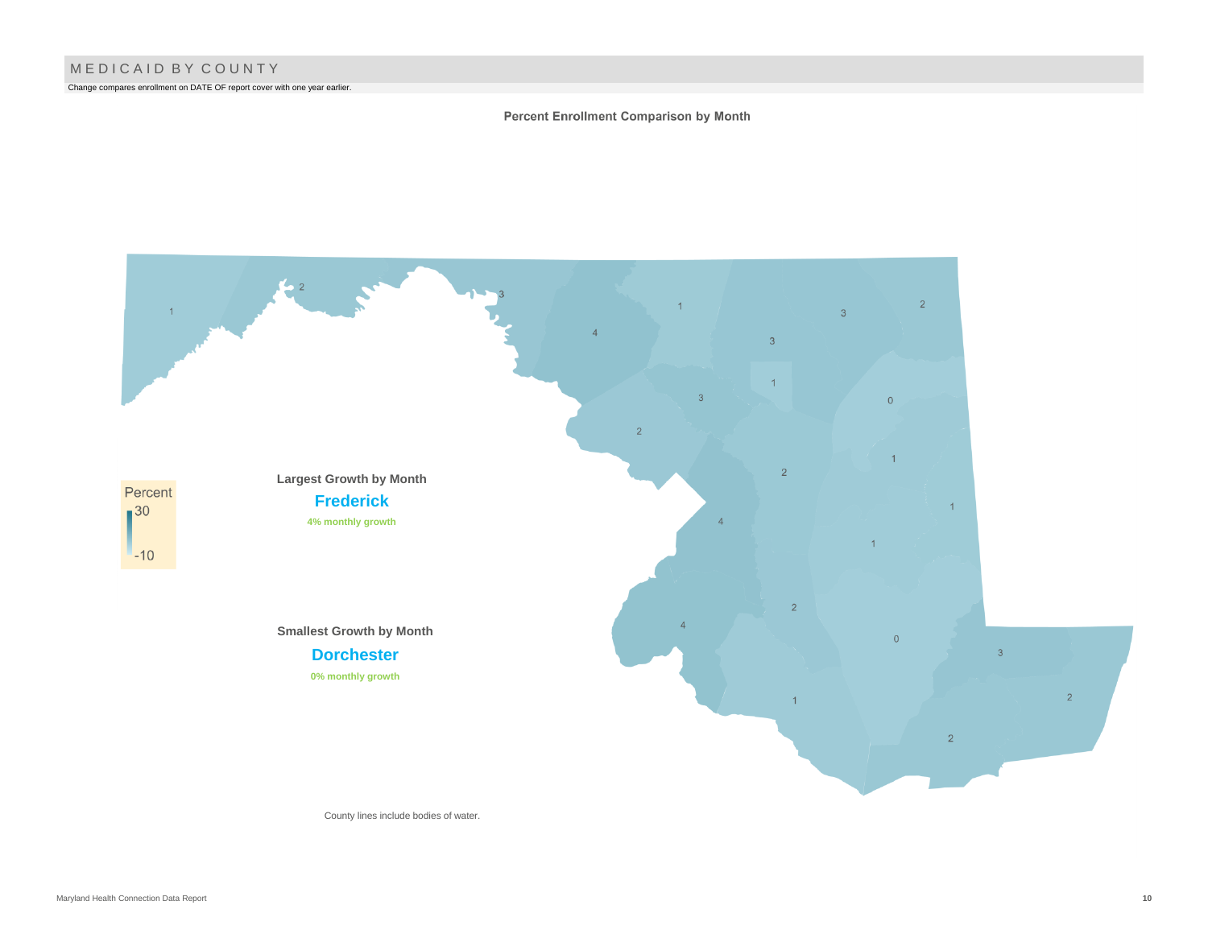# MEDICAID BY COUNTY

Change compares enrollment on DATE OF report cover with one year earlier.

**Percent Enrollment Comparison by Month**

Percent
30
-10

**Largest Growth by Month**

**Frederick**

**4% monthly growth**

**Smallest Growth by Month**

**Dorchester**

**0% monthly growth**

County lines include bodies of water.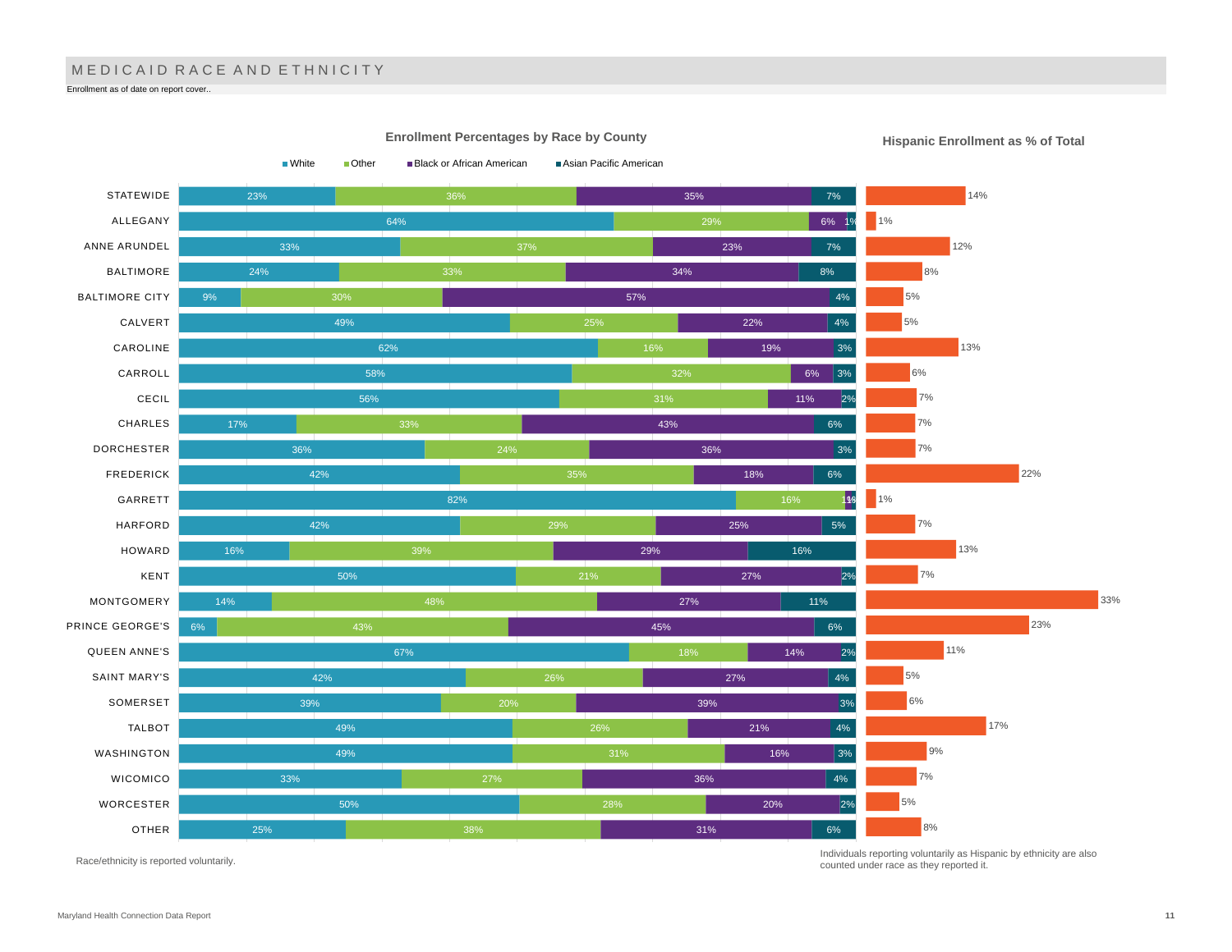# MEDICAID RACE AND ETHNICITY

Enrollment as of date on report cover..

### Enrollment Percentages by Race by County

| County | White | Other | Black or African American | Asian Pacific American | Hispanic Enrollment as % of Total |
|---|---|---|---|---|---|
| STATEWIDE | 23% | 36% | 35% | 7% | 14% |
| ALLEGANY | 64% | 29% | 6% | 1% | 1% |
| ANNE ARUNDEL | 33% | 37% | 23% | 7% | 12% |
| BALTIMORE | 24% | 33% | 34% | 8% | 8% |
| BALTIMORE CITY | 9% | 30% | 57% | 4% | 5% |
| CALVERT | 49% | 25% | 22% | 4% | 5% |
| CAROLINE | 62% | 16% | 19% | 3% | 13% |
| CARROLL | 58% | 32% | 6% | 3% | 6% |
| CECIL | 56% | 31% | 11% | 2% | 7% |
| CHARLES | 17% | 33% | 43% | 6% | 7% |
| DORCHESTER | 36% | 24% | 36% | 3% | 7% |
| FREDERICK | 42% | 35% | 18% | 6% | 22% |
| GARRETT | 82% | 16% | 1% | 1% | 1% |
| HARFORD | 42% | 29% | 25% | 5% | 7% |
| HOWARD | 16% | 39% | 29% | 16% | 13% |
| KENT | 50% | 21% | 27% | 2% | 7% |
| MONTGOMERY | 14% | 48% | 27% | 11% | 33% |
| PRINCE GEORGE'S | 6% | 43% | 45% | 6% | 23% |
| QUEEN ANNE'S | 67% | 18% | 14% | 2% | 11% |
| SAINT MARY'S | 42% | 26% | 27% | 4% | 5% |
| SOMERSET | 39% | 20% | 39% | 3% | 6% |
| TALBOT | 49% | 26% | 21% | 4% | 17% |
| WASHINGTON | 49% | 31% | 16% | 3% | 9% |
| WICOMICO | 33% | 27% | 36% | 4% | 7% |
| WORCESTER | 50% | 28% | 20% | 2% | 5% |
| OTHER | 25% | 38% | 31% | 6% | 8% |

Race/ethnicity is reported voluntarily.

Individuals reporting voluntarily as Hispanic by ethnicity are also counted under race as they reported it.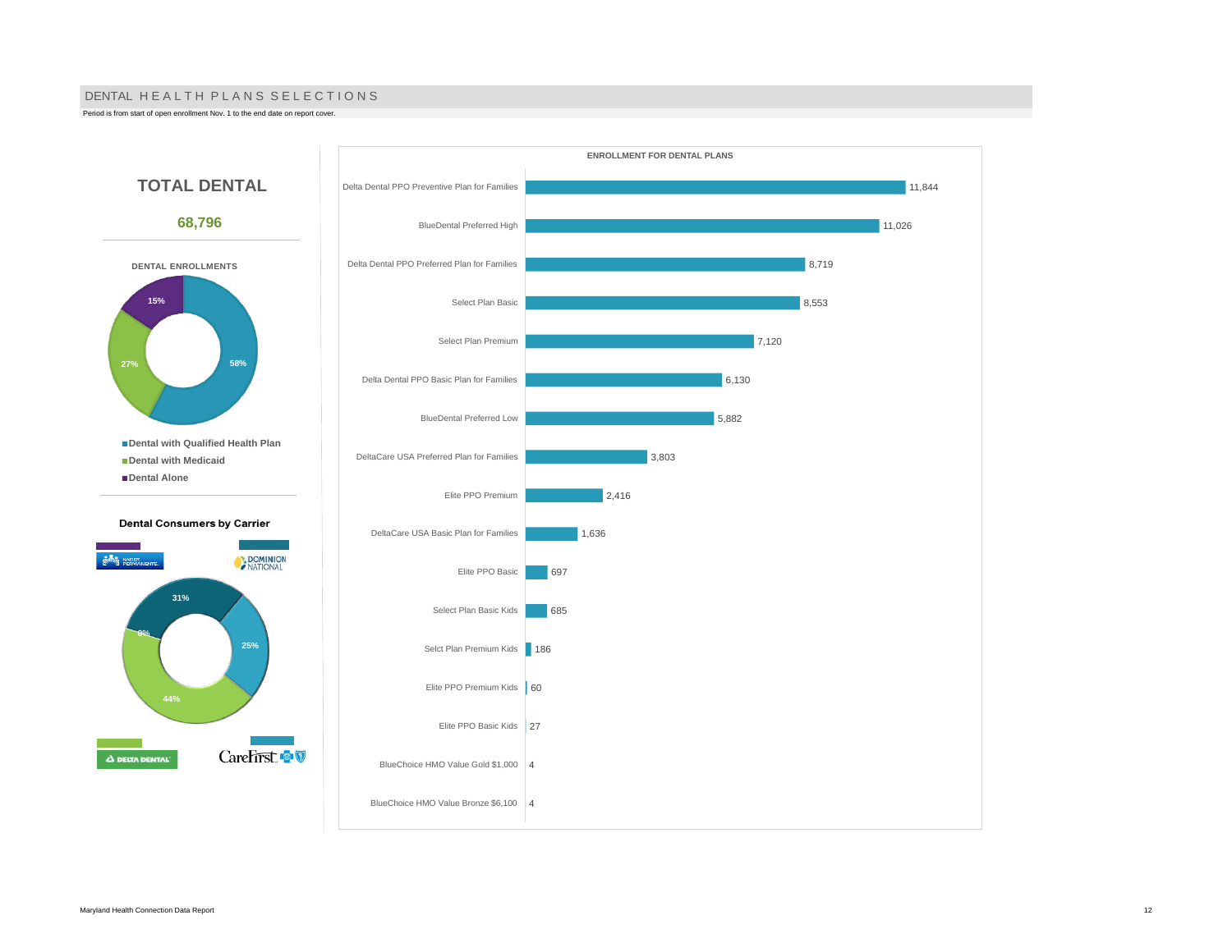# DENTAL HEALTH PLANS SELECTIONS

Period is from start of open enrollment Nov. 1 to the end date on report cover.

## TOTAL DENTAL

**68,796**

### DENTAL ENROLLMENTS

| Category | Percent |
|---|---|
| Dental with Qualified Health Plan | 58% |
| Dental with Medicaid | 27% |
| Dental Alone | 15% |

### Dental Consumers by Carrier

| Carrier | Percent |
|---|---|
| Kaiser Permanente | 0% |
| Dominion National | 31% |
| Delta Dental | 44% |
| CareFirst | 25% |

### ENROLLMENT FOR DENTAL PLANS

| Plan | Enrollment |
|---|---|
| Delta Dental PPO Preventive Plan for Families | 11,844 |
| BlueDental Preferred High | 11,026 |
| Delta Dental PPO Preferred Plan for Families | 8,719 |
| Select Plan Basic | 8,553 |
| Select Plan Premium | 7,120 |
| Delta Dental PPO Basic Plan for Families | 6,130 |
| BlueDental Preferred Low | 5,882 |
| DeltaCare USA Preferred Plan for Families | 3,803 |
| Elite PPO Premium | 2,416 |
| DeltaCare USA Basic Plan for Families | 1,636 |
| Elite PPO Basic | 697 |
| Select Plan Basic Kids | 685 |
| Selct Plan Premium Kids | 186 |
| Elite PPO Premium Kids | 60 |
| Elite PPO Basic Kids | 27 |
| BlueChoice HMO Value Gold $1,000 | 4 |
| BlueChoice HMO Value Bronze $6,100 | 4 |

Maryland Health Connection Data Report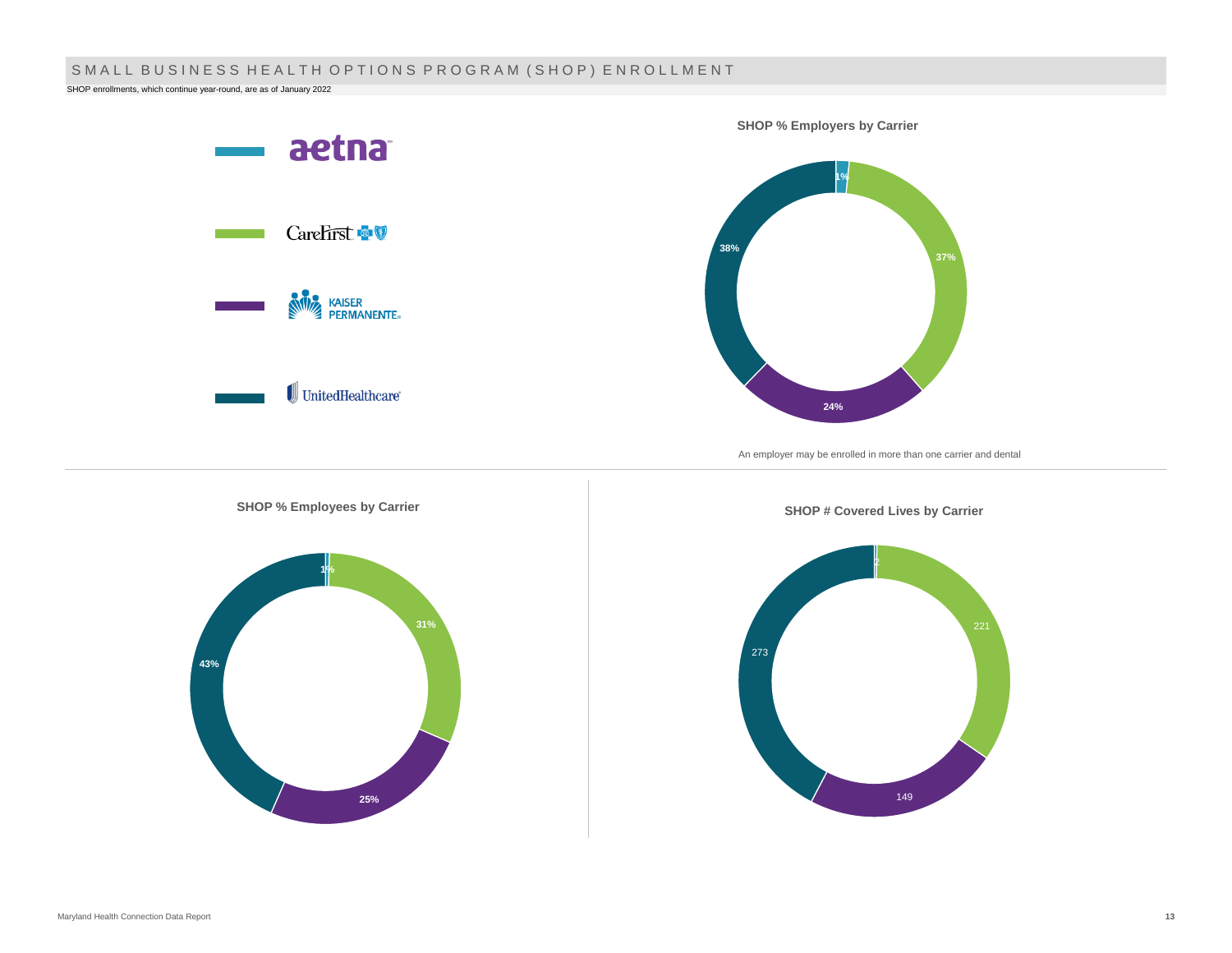# SMALL BUSINESS HEALTH OPTIONS PROGRAM (SHOP) ENROLLMENT

SHOP enrollments, which continue year-round, are as of January 2022

Legend: aetna, CareFirst, Kaiser Permanente, UnitedHealthcare

**SHOP % Employers by Carrier**

| Carrier | % Employers |
|---|---|
| Aetna | 1% |
| CareFirst | 37% |
| Kaiser Permanente | 24% |
| UnitedHealthcare | 38% |

An employer may be enrolled in more than one carrier and dental

**SHOP % Employees by Carrier**

| Carrier | % Employees |
|---|---|
| Aetna | 1% |
| CareFirst | 31% |
| Kaiser Permanente | 25% |
| UnitedHealthcare | 43% |

**SHOP # Covered Lives by Carrier**

| Carrier | # Covered Lives |
|---|---|
| Aetna | 2 |
| CareFirst | 221 |
| Kaiser Permanente | 149 |
| UnitedHealthcare | 273 |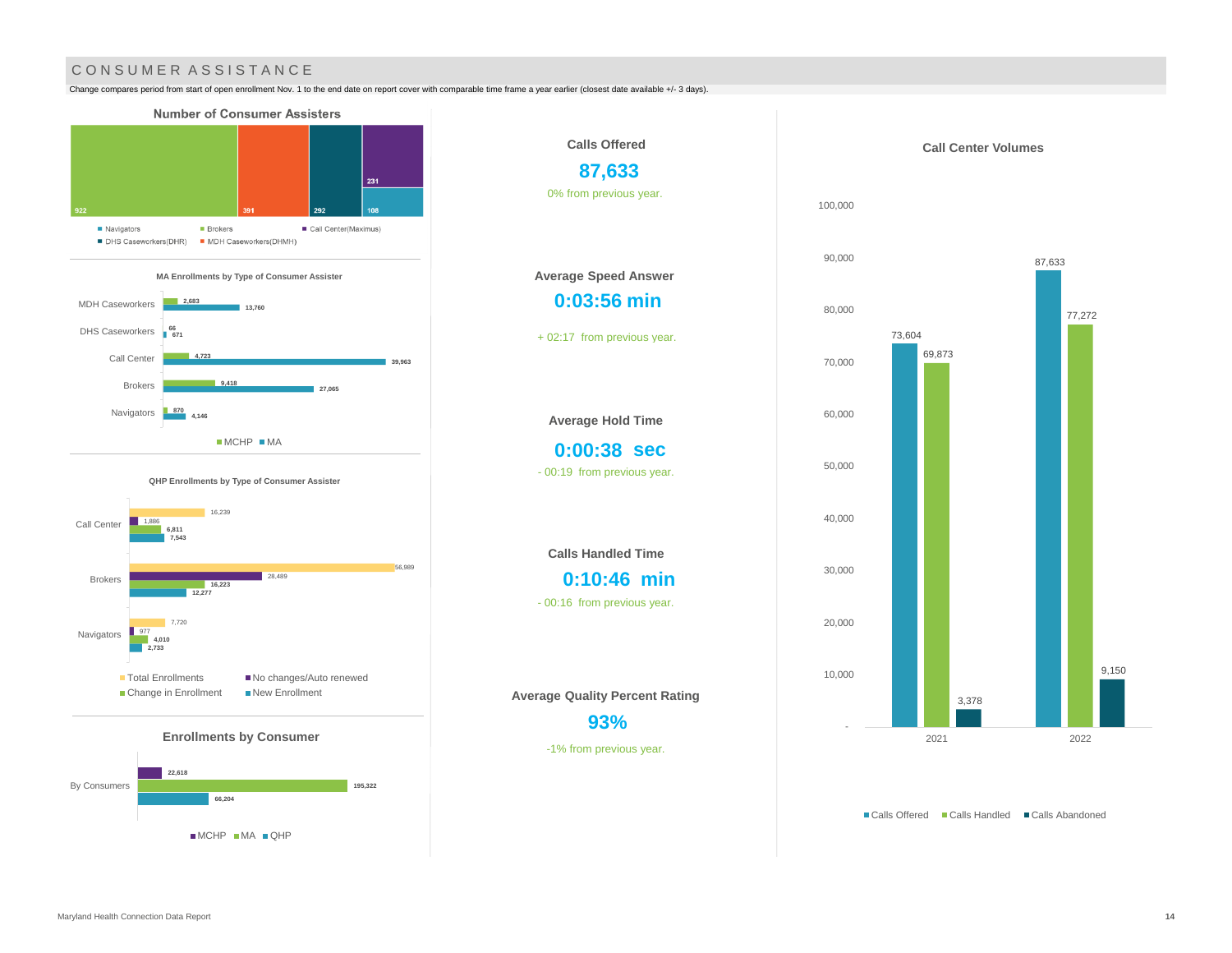# CONSUMER ASSISTANCE

Change compares period from start of open enrollment Nov. 1 to the end date on report cover with comparable time frame a year earlier (closest date available +/- 3 days).

## Number of Consumer Assisters

| Type | Number |
|---|---|
| Brokers | 922 |
| MDH Caseworkers(DHMH) | 391 |
| DHS Caseworkers(DHR) | 292 |
| Call Center(Maximus) | 231 |
| Navigators | 108 |

### MA Enrollments by Type of Consumer Assister

| Consumer Assister | MCHP | MA |
|---|---|---|
| MDH Caseworkers | 2,683 | 13,760 |
| DHS Caseworkers | 66 | 671 |
| Call Center | 4,723 | 39,963 |
| Brokers | 9,418 | 27,065 |
| Navigators | 870 | 4,146 |

### QHP Enrollments by Type of Consumer Assister

| Consumer Assister | Total Enrollments | No changes/Auto renewed | Change in Enrollment | New Enrollment |
|---|---|---|---|---|
| Call Center | 16,239 | 1,886 | 6,811 | 7,543 |
| Brokers | 56,989 | 28,489 | 16,223 | 12,277 |
| Navigators | 7,720 | 977 | 4,010 | 2,733 |

### Enrollments by Consumer

| | MCHP | MA | QHP |
|---|---|---|---|
| By Consumers | 22,618 | 195,322 | 66,204 |

**Calls Offered**

**87,633**

0% from previous year.

**Average Speed Answer**

**0:03:56 min**

+ 02:17 from previous year.

**Average Hold Time**

**0:00:38 sec**

- 00:19 from previous year.

**Calls Handled Time**

**0:10:46 min**

- 00:16 from previous year.

**Average Quality Percent Rating**

**93%**

-1% from previous year.

### Call Center Volumes

| Year | Calls Offered | Calls Handled | Calls Abandoned |
|---|---|---|---|
| 2021 | 73,604 | 69,873 | 3,378 |
| 2022 | 87,633 | 77,272 | 9,150 |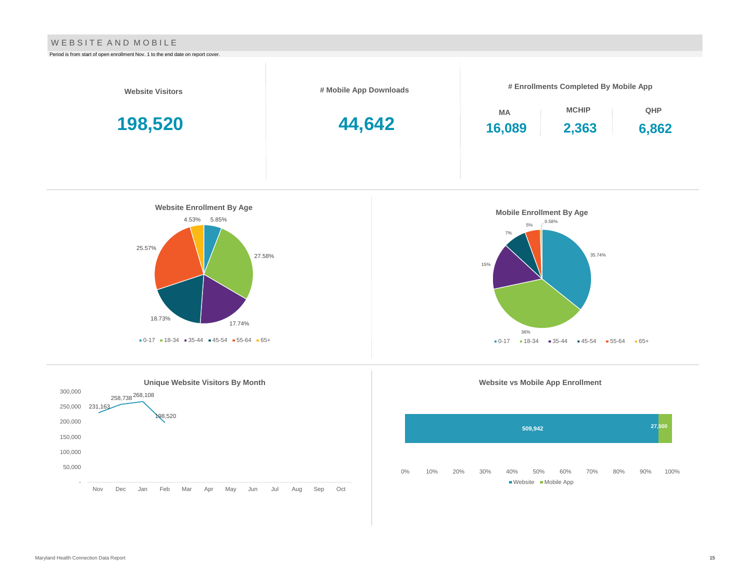## WEBSITE AND MOBILE

Period is from start of open enrollment Nov. 1 to the end date on report cover.

**Website Visitors**

**198,520**

**# Mobile App Downloads**

**44,642**

**# Enrollments Completed By Mobile App**

| MA | MCHIP | QHP |
|---|---|---|
| 16,089 | 2,363 | 6,862 |

**Website Enrollment By Age**

4.53%
5.85%
27.58%
25.57%
18.73%
17.74%

0-17 18-34 35-44 45-54 55-64 65+

**Mobile Enrollment By Age**

0.58%
5%
7%
35.74%
15%
36%

0-17 18-34 35-44 45-54 55-64 65+

**Unique Website Visitors By Month**

300,000
250,000
200,000
150,000
100,000
50,000
-

231,163
258,738
268,108
198,520

Nov Dec Jan Feb Mar Apr May Jun Jul Aug Sep Oct

**Website vs Mobile App Enrollment**

509,942
27,500

0% 10% 20% 30% 40% 50% 60% 70% 80% 90% 100%

Website Mobile App